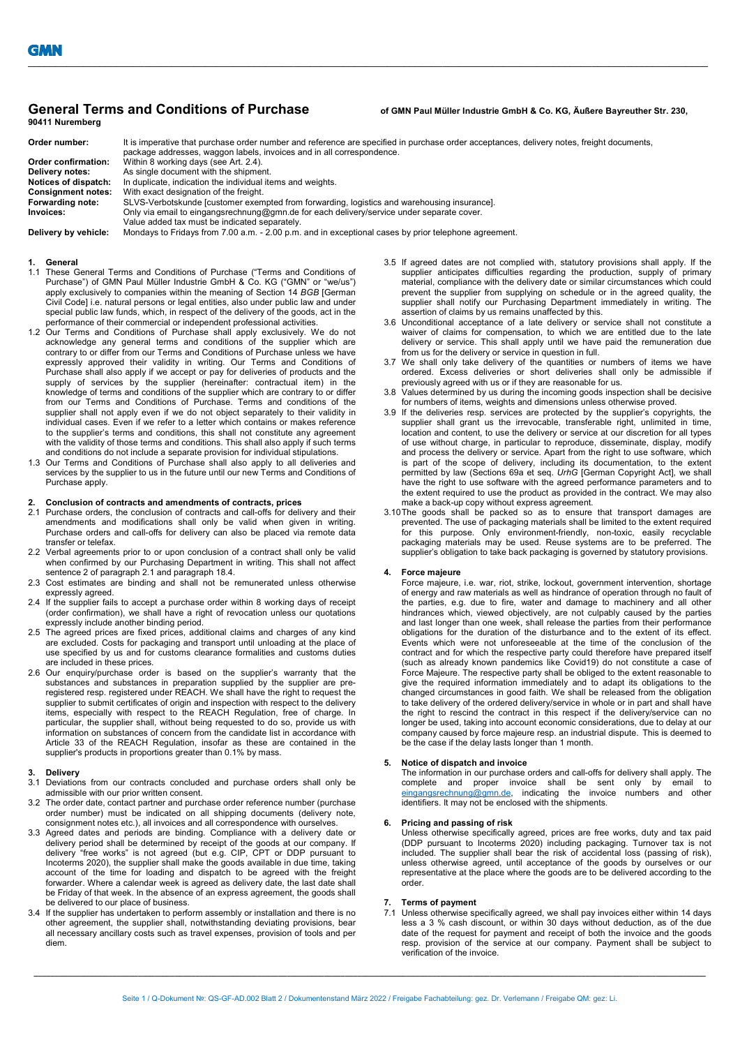# General Terms and Conditions of Purchase of GMN Paul Müller Industrie GmbH & Co. KG, Äußere Bayreuther Str. 230, 90411 Nuremberg

| | |
|---|---|
| **Order number:** | It is imperative that purchase order number and reference are specified in purchase order acceptances, delivery notes, freight documents, package addresses, waggon labels, invoices and in all correspondence. |
| **Order confirmation:** | Within 8 working days (see Art. 2.4). |
| **Delivery notes:** | As single document with the shipment. |
| **Notices of dispatch:** | In duplicate, indication the individual items and weights. |
| **Consignment notes:** | With exact designation of the freight. |
| **Forwarding note:** | SLVS-Verbotskunde [customer exempted from forwarding, logistics and warehousing insurance]. |
| **Invoices:** | Only via email to eingangsrechnung@gmn.de for each delivery/service under separate cover. Value added tax must be indicated separately. |
| **Delivery by vehicle:** | Mondays to Fridays from 7.00 a.m. - 2.00 p.m. and in exceptional cases by prior telephone agreement. |

## 1. General

1.1 These General Terms and Conditions of Purchase ("Terms and Conditions of Purchase") of GMN Paul Müller Industrie GmbH & Co. KG ("GMN" or "we/us") apply exclusively to companies within the meaning of Section 14 *BGB* [German Civil Code] i.e. natural persons or legal entities, also under public law and under special public law funds, which, in respect of the delivery of the goods, act in the performance of their commercial or independent professional activities.

1.2 Our Terms and Conditions of Purchase shall apply exclusively. We do not acknowledge any general terms and conditions of the supplier which are contrary to or differ from our Terms and Conditions of Purchase unless we have expressly approved their validity in writing. Our Terms and Conditions of Purchase shall also apply if we accept or pay for deliveries of products and the supply of services by the supplier (hereinafter: contractual item) in the knowledge of terms and conditions of the supplier which are contrary to or differ from our Terms and Conditions of Purchase. Terms and conditions of the supplier shall not apply even if we do not object separately to their validity in individual cases. Even if we refer to a letter which contains or makes reference to the supplier's terms and conditions, this shall not constitute any agreement with the validity of those terms and conditions. This shall also apply if such terms and conditions do not include a separate provision for individual stipulations.

1.3 Our Terms and Conditions of Purchase shall also apply to all deliveries and services by the supplier to us in the future until our new Terms and Conditions of Purchase apply.

## 2. Conclusion of contracts and amendments of contracts, prices

2.1 Purchase orders, the conclusion of contracts and call-offs for delivery and their amendments and modifications shall only be valid when given in writing. Purchase orders and call-offs for delivery can also be placed via remote data transfer or telefax.

2.2 Verbal agreements prior to or upon conclusion of a contract shall only be valid when confirmed by our Purchasing Department in writing. This shall not affect sentence 2 of paragraph 2.1 and paragraph 18.4.

2.3 Cost estimates are binding and shall not be remunerated unless otherwise expressly agreed.

2.4 If the supplier fails to accept a purchase order within 8 working days of receipt (order confirmation), we shall have a right of revocation unless our quotations expressly include another binding period.

2.5 The agreed prices are fixed prices, additional claims and charges of any kind are excluded. Costs for packaging and transport until unloading at the place of use specified by us and for customs clearance formalities and customs duties are included in these prices.

2.6 Our enquiry/purchase order is based on the supplier's warranty that the substances and substances in preparation supplied by the supplier are pre-registered resp. registered under REACH. We shall have the right to request the supplier to submit certificates of origin and inspection with respect to the delivery items, especially with respect to the REACH Regulation, free of charge. In particular, the supplier shall, without being requested to do so, provide us with information on substances of concern from the candidate list in accordance with Article 33 of the REACH Regulation, insofar as these are contained in the supplier's products in proportions greater than 0.1% by mass.

## 3. Delivery

3.1 Deviations from our contracts concluded and purchase orders shall only be admissible with our prior written consent.

3.2 The order date, contact partner and purchase order reference number (purchase order number) must be indicated on all shipping documents (delivery note, consignment notes etc.), all invoices and all correspondence with ourselves.

3.3 Agreed dates and periods are binding. Compliance with a delivery date or delivery period shall be determined by receipt of the goods at our company. If delivery "free works" is not agreed (but e.g. CIP, CPT or DDP pursuant to Incoterms 2020), the supplier shall make the goods available in due time, taking account of the time for loading and dispatch to be agreed with the freight forwarder. Where a calendar week is agreed as delivery date, the last date shall be Friday of that week. In the absence of an express agreement, the goods shall be delivered to our place of business.

3.4 If the supplier has undertaken to perform assembly or installation and there is no other agreement, the supplier shall, notwithstanding deviating provisions, bear all necessary ancillary costs such as travel expenses, provision of tools and per diem.

3.5 If agreed dates are not complied with, statutory provisions shall apply. If the supplier anticipates difficulties regarding the production, supply of primary material, compliance with the delivery date or similar circumstances which could prevent the supplier from supplying on schedule or in the agreed quality, the supplier shall notify our Purchasing Department immediately in writing. The assertion of claims by us remains unaffected by this.

3.6 Unconditional acceptance of a late delivery or service shall not constitute a waiver of claims for compensation, to which we are entitled due to the late delivery or service. This shall apply until we have paid the remuneration due from us for the delivery or service in question in full.

3.7 We shall only take delivery of the quantities or numbers of items we have ordered. Excess deliveries or short deliveries shall only be admissible if previously agreed with us or if they are reasonable for us.

3.8 Values determined by us during the incoming goods inspection shall be decisive for numbers of items, weights and dimensions unless otherwise proved.

3.9 If the deliveries resp. services are protected by the supplier's copyrights, the supplier shall grant us the irrevocable, transferable right, unlimited in time, location and content, to use the delivery or service at our discretion for all types of use without charge, in particular to reproduce, disseminate, display, modify and process the delivery or service. Apart from the right to use software, which is part of the scope of delivery, including its documentation, to the extent permitted by law (Sections 69a et seq. *UrhG* [German Copyright Act], we shall have the right to use software with the agreed performance parameters and to the extent required to use the product as provided in the contract. We may also make a back-up copy without express agreement.

3.10 The goods shall be packed so as to ensure that transport damages are prevented. The use of packaging materials shall be limited to the extent required for this purpose. Only environment-friendly, non-toxic, easily recyclable packaging materials may be used. Reuse systems are to be preferred. The supplier's obligation to take back packaging is governed by statutory provisions.

## 4. Force majeure

Force majeure, i.e. war, riot, strike, lockout, government intervention, shortage of energy and raw materials as well as hindrance of operation through no fault of the parties, e.g. due to fire, water and damage to machinery and all other hindrances which, viewed objectively, are not culpably caused by the parties and last longer than one week, shall release the parties from their performance obligations for the duration of the disturbance and to the extent of its effect. Events which were not unforeseeable at the time of the conclusion of the contract and for which the respective party could therefore have prepared itself (such as already known pandemics like Covid19) do not constitute a case of Force Majeure. The respective party shall be obliged to the extent reasonable to give the required information immediately and to adapt its obligations to the changed circumstances in good faith. We shall be released from the obligation to take delivery of the ordered delivery/service in whole or in part and shall have the right to rescind the contract in this respect if the delivery/service can no longer be used, taking into account economic considerations, due to delay at our company caused by force majeure resp. an industrial dispute. This is deemed to be the case if the delay lasts longer than 1 month.

## 5. Notice of dispatch and invoice

The information in our purchase orders and call-offs for delivery shall apply. The complete and proper invoice shall be sent only by email to eingangsrechnung@gmn.de, indicating the invoice numbers and other identifiers. It may not be enclosed with the shipments.

## 6. Pricing and passing of risk

Unless otherwise specifically agreed, prices are free works, duty and tax paid (DDP pursuant to Incoterms 2020) including packaging. Turnover tax is not included. The supplier shall bear the risk of accidental loss (passing of risk), unless otherwise agreed, until acceptance of the goods by ourselves or our representative at the place where the goods are to be delivered according to the order.

## 7. Terms of payment

7.1 Unless otherwise specifically agreed, we shall pay invoices either within 14 days less a 3 % cash discount, or within 30 days without deduction, as of the due date of the request for payment and receipt of both the invoice and the goods resp. provision of the service at our company. Payment shall be subject to verification of the invoice.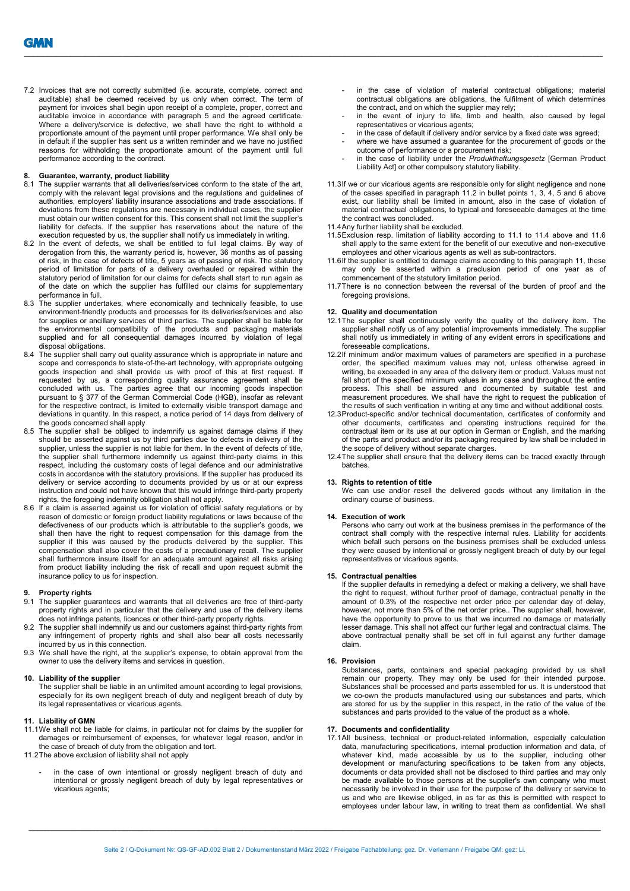7.2 Invoices that are not correctly submitted (i.e. accurate, complete, correct and auditable) shall be deemed received by us only when correct. The term of payment for invoices shall begin upon receipt of a complete, proper, correct and auditable invoice in accordance with paragraph 5 and the agreed certificate. Where a delivery/service is defective, we shall have the right to withhold a proportionate amount of the payment until proper performance. We shall only be in default if the supplier has sent us a written reminder and we have no justified reasons for withholding the proportionate amount of the payment until full performance according to the contract.

## 8. Guarantee, warranty, product liability

8.1 The supplier warrants that all deliveries/services conform to the state of the art, comply with the relevant legal provisions and the regulations and guidelines of authorities, employers' liability insurance associations and trade associations. If deviations from these regulations are necessary in individual cases, the supplier must obtain our written consent for this. This consent shall not limit the supplier's liability for defects. If the supplier has reservations about the nature of the execution requested by us, the supplier shall notify us immediately in writing.

8.2 In the event of defects, we shall be entitled to full legal claims. By way of derogation from this, the warranty period is, however, 36 months as of passing of risk, in the case of defects of title, 5 years as of passing of risk. The statutory period of limitation for parts of a delivery overhauled or repaired within the statutory period of limitation for our claims for defects shall start to run again as of the date on which the supplier has fulfilled our claims for supplementary performance in full.

8.3 The supplier undertakes, where economically and technically feasible, to use environment-friendly products and processes for its deliveries/services and also for supplies or ancillary services of third parties. The supplier shall be liable for the environmental compatibility of the products and packaging materials supplied and for all consequential damages incurred by violation of legal disposal obligations.

8.4 The supplier shall carry out quality assurance which is appropriate in nature and scope and corresponds to state-of-the-art technology, with appropriate outgoing goods inspection and shall provide us with proof of this at first request. If requested by us, a corresponding quality assurance agreement shall be concluded with us. The parties agree that our incoming goods inspection pursuant to § 377 of the German Commercial Code (HGB), insofar as relevant for the respective contract, is limited to externally visible transport damage and deviations in quantity. In this respect, a notice period of 14 days from delivery of the goods concerned shall apply

8.5 The supplier shall be obliged to indemnify us against damage claims if they should be asserted against us by third parties due to defects in delivery of the supplier, unless the supplier is not liable for them. In the event of defects of title, the supplier shall furthermore indemnify us against third-party claims in this respect, including the customary costs of legal defence and our administrative costs in accordance with the statutory provisions. If the supplier has produced its delivery or service according to documents provided by us or at our express instruction and could not have known that this would infringe third-party property rights, the foregoing indemnity obligation shall not apply.

8.6 If a claim is asserted against us for violation of official safety regulations or by reason of domestic or foreign product liability regulations or laws because of the defectiveness of our products which is attributable to the supplier's goods, we shall then have the right to request compensation for this damage from the supplier if this was caused by the products delivered by the supplier. This compensation shall also cover the costs of a precautionary recall. The supplier shall furthermore insure itself for an adequate amount against all risks arising from product liability including the risk of recall and upon request submit the insurance policy to us for inspection.

## 9. Property rights

9.1 The supplier guarantees and warrants that all deliveries are free of third-party property rights and in particular that the delivery and use of the delivery items does not infringe patents, licences or other third-party property rights.

9.2 The supplier shall indemnify us and our customers against third-party rights from any infringement of property rights and shall also bear all costs necessarily incurred by us in this connection.

9.3 We shall have the right, at the supplier's expense, to obtain approval from the owner to use the delivery items and services in question.

## 10. Liability of the supplier

The supplier shall be liable in an unlimited amount according to legal provisions, especially for its own negligent breach of duty and negligent breach of duty by its legal representatives or vicarious agents.

## 11. Liability of GMN

11.1 We shall not be liable for claims, in particular not for claims by the supplier for damages or reimbursement of expenses, for whatever legal reason, and/or in the case of breach of duty from the obligation and tort.

11.2 The above exclusion of liability shall not apply

- in the case of own intentional or grossly negligent breach of duty and intentional or grossly negligent breach of duty by legal representatives or vicarious agents;
- in the case of violation of material contractual obligations; material contractual obligations are obligations, the fulfilment of which determines the contract, and on which the supplier may rely;
- in the event of injury to life, limb and health, also caused by legal representatives or vicarious agents;
- in the case of default if delivery and/or service by a fixed date was agreed;
- where we have assumed a guarantee for the procurement of goods or the outcome of performance or a procurement risk;
- in the case of liability under the *Produkthaftungsgesetz* [German Product Liability Act] or other compulsory statutory liability.

11.3 If we or our vicarious agents are responsible only for slight negligence and none of the cases specified in paragraph 11.2 in bullet points 1, 3, 4, 5 and 6 above exist, our liability shall be limited in amount, also in the case of violation of material contractual obligations, to typical and foreseeable damages at the time the contract was concluded.

11.4 Any further liability shall be excluded.

11.5 Exclusion resp. limitation of liability according to 11.1 to 11.4 above and 11.6 shall apply to the same extent for the benefit of our executive and non-executive employees and other vicarious agents as well as sub-contractors.

11.6 If the supplier is entitled to damage claims according to this paragraph 11, these may only be asserted within a preclusion period of one year as of commencement of the statutory limitation period.

11.7 There is no connection between the reversal of the burden of proof and the foregoing provisions.

## 12. Quality and documentation

12.1 The supplier shall continuously verify the quality of the delivery item. The supplier shall notify us of any potential improvements immediately. The supplier shall notify us immediately in writing of any evident errors in specifications and foreseeable complications.

12.2 If minimum and/or maximum values of parameters are specified in a purchase order, the specified maximum values may not, unless otherwise agreed in writing, be exceeded in any area of the delivery item or product. Values must not fall short of the specified minimum values in any case and throughout the entire process. This shall be assured and documented by suitable test and measurement procedures. We shall have the right to request the publication of the results of such verification in writing at any time and without additional costs.

12.3 Product-specific and/or technical documentation, certificates of conformity and other documents, certificates and operating instructions required for the contractual item or its use at our option in German or English, and the marking of the parts and product and/or its packaging required by law shall be included in the scope of delivery without separate charges.

12.4 The supplier shall ensure that the delivery items can be traced exactly through batches.

## 13. Rights to retention of title

We can use and/or resell the delivered goods without any limitation in the ordinary course of business.

## 14. Execution of work

Persons who carry out work at the business premises in the performance of the contract shall comply with the respective internal rules. Liability for accidents which befall such persons on the business premises shall be excluded unless they were caused by intentional or grossly negligent breach of duty by our legal representatives or vicarious agents.

## 15. Contractual penalties

If the supplier defaults in remedying a defect or making a delivery, we shall have the right to request, without further proof of damage, contractual penalty in the amount of 0.3% of the respective net order price per calendar day of delay, however, not more than 5% of the net order price.. The supplier shall, however, have the opportunity to prove to us that we incurred no damage or materially lesser damage. This shall not affect our further legal and contractual claims. The above contractual penalty shall be set off in full against any further damage claim.

## 16. Provision

Substances, parts, containers and special packaging provided by us shall remain our property. They may only be used for their intended purpose. Substances shall be processed and parts assembled for us. It is understood that we co-own the products manufactured using our substances and parts, which are stored for us by the supplier in this respect, in the ratio of the value of the substances and parts provided to the value of the product as a whole.

## 17. Documents and confidentiality

17.1 All business, technical or product-related information, especially calculation data, manufacturing specifications, internal production information and data, of whatever kind, made accessible by us to the supplier, including other development or manufacturing specifications to be taken from any objects, documents or data provided shall not be disclosed to third parties and may only be made available to those persons at the supplier's own company who must necessarily be involved in their use for the purpose of the delivery or service to us and who are likewise obliged, in as far as this is permitted with respect to employees under labour law, in writing to treat them as confidential. We shall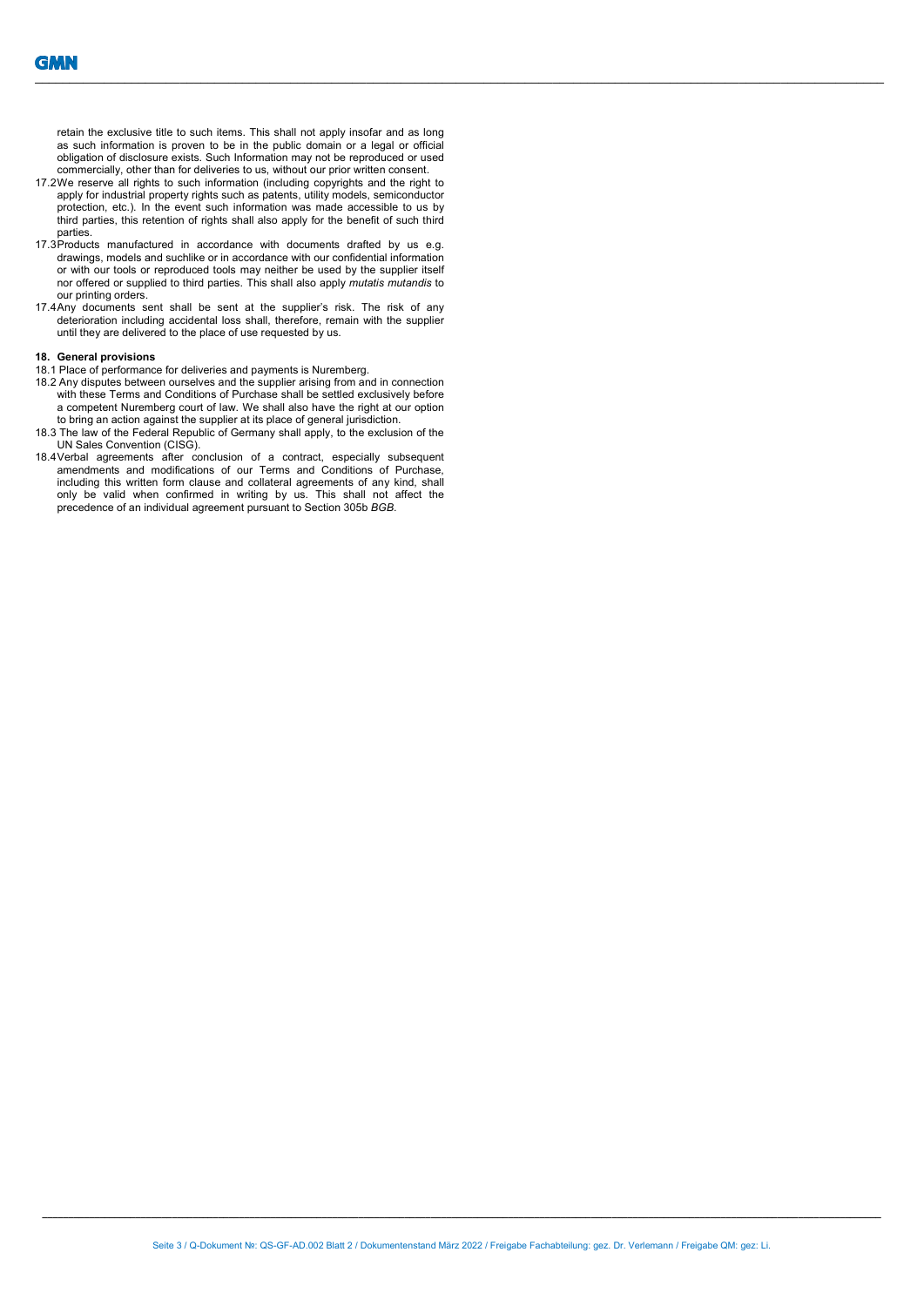retain the exclusive title to such items. This shall not apply insofar and as long as such information is proven to be in the public domain or a legal or official obligation of disclosure exists. Such Information may not be reproduced or used commercially, other than for deliveries to us, without our prior written consent.

17.2 We reserve all rights to such information (including copyrights and the right to apply for industrial property rights such as patents, utility models, semiconductor protection, etc.). In the event such information was made accessible to us by third parties, this retention of rights shall also apply for the benefit of such third parties.

17.3 Products manufactured in accordance with documents drafted by us e.g. drawings, models and suchlike or in accordance with our confidential information or with our tools or reproduced tools may neither be used by the supplier itself nor offered or supplied to third parties. This shall also apply *mutatis mutandis* to our printing orders.

17.4 Any documents sent shall be sent at the supplier's risk. The risk of any deterioration including accidental loss shall, therefore, remain with the supplier until they are delivered to the place of use requested by us.

**18. General provisions**

18.1 Place of performance for deliveries and payments is Nuremberg.

18.2 Any disputes between ourselves and the supplier arising from and in connection with these Terms and Conditions of Purchase shall be settled exclusively before a competent Nuremberg court of law. We shall also have the right at our option to bring an action against the supplier at its place of general jurisdiction.

18.3 The law of the Federal Republic of Germany shall apply, to the exclusion of the UN Sales Convention (CISG).

18.4 Verbal agreements after conclusion of a contract, especially subsequent amendments and modifications of our Terms and Conditions of Purchase, including this written form clause and collateral agreements of any kind, shall only be valid when confirmed in writing by us. This shall not affect the precedence of an individual agreement pursuant to Section 305b *BGB*.